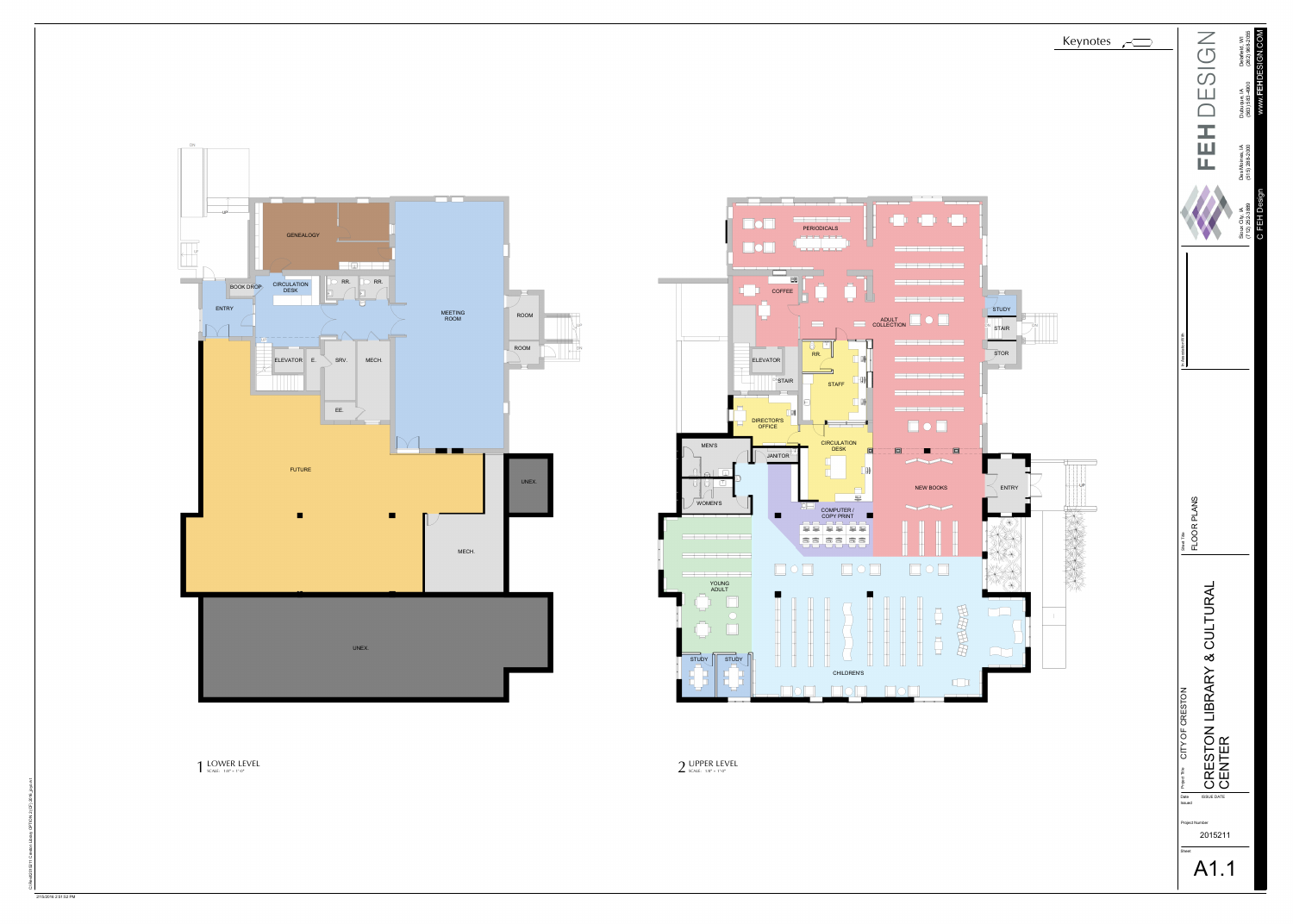Keynotes

## 1 LOWER LEVEL

SCALE: 1/8" = 1'-0"

GENEALOGY

BOOK DROP

CIRCULATION DESK

RR.

RR.

ENTRY

MEETING ROOM

ROOM

ROOM

ELEVATOR

E.

SRV.

MECH.

EE.

FUTURE

UNEX.

MECH.

UNEX.

## 2 UPPER LEVEL

SCALE: 1/8" = 1'-0"

PERIODICALS

COFFEE

ADULT COLLECTION

STUDY

STAIR

STOR

ELEVATOR

RR.

STAIR

STAFF

DIRECTOR'S OFFICE

CIRCULATION DESK

MEN'S

JANITOR

WOMEN'S

COMPUTER / COPY PRINT

NEW BOOKS

ENTRY

YOUNG ADULT

STUDY

STUDY

CHILDREN'S

---

FEH DESIGN

Sioux City, IA (712) 252-3889 | Des Moines, IA (515) 288-2000 | Dubuque, IA (563) 583-4900 | Delafield, WI (262) 968-2565

C FEH Design | WWW.FEHDESIGN.COM

Sheet Title: FLOOR PLANS

Project Title: CITY OF CRESTON — CRESTON LIBRARY & CULTURAL CENTER

Date Issued: ISSUE DATE

Project Number: 2015211

Sheet: A1.1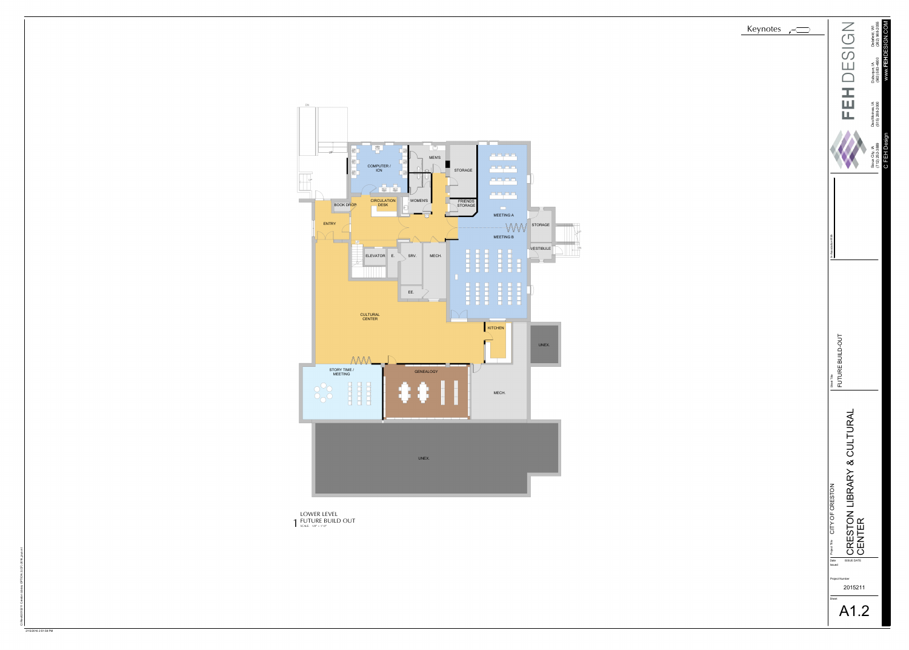Keynotes

DN

UP

UP

COMPUTER / ICN

MEN'S

STORAGE

BOOK DROP

CIRCULATION DESK

WOMEN'S

FRIENDS STORAGE

MEETING A

ENTRY

STORAGE

MEETING B

VESTIBULE

DN

ELEVATOR

E.

SRV.

MECH.

EE.

CULTURAL CENTER

KITCHEN

UNEX.

STORY TIME / MEETING

GENEALOGY

MECH.

UNEX.

LOWER LEVEL

1 FUTURE BUILD OUT

SCALE: 1/8" = 1'-0"

FEH DESIGN

Sioux City, IA (712) 252-3889

Des Moines, IA (515) 288-2000

Dubuque, IA (563) 583-4900

Delafield, WI (262) 968-2065

WWW.FEHDESIGN.COM

C FEH Design

Sheet Title

FUTURE BUILD-OUT

Project Title

CITY OF CRESTON

CRESTON LIBRARY & CULTURAL CENTER

Date Issued ISSUE DATE

Project Number

2015211

Sheet

A1.2